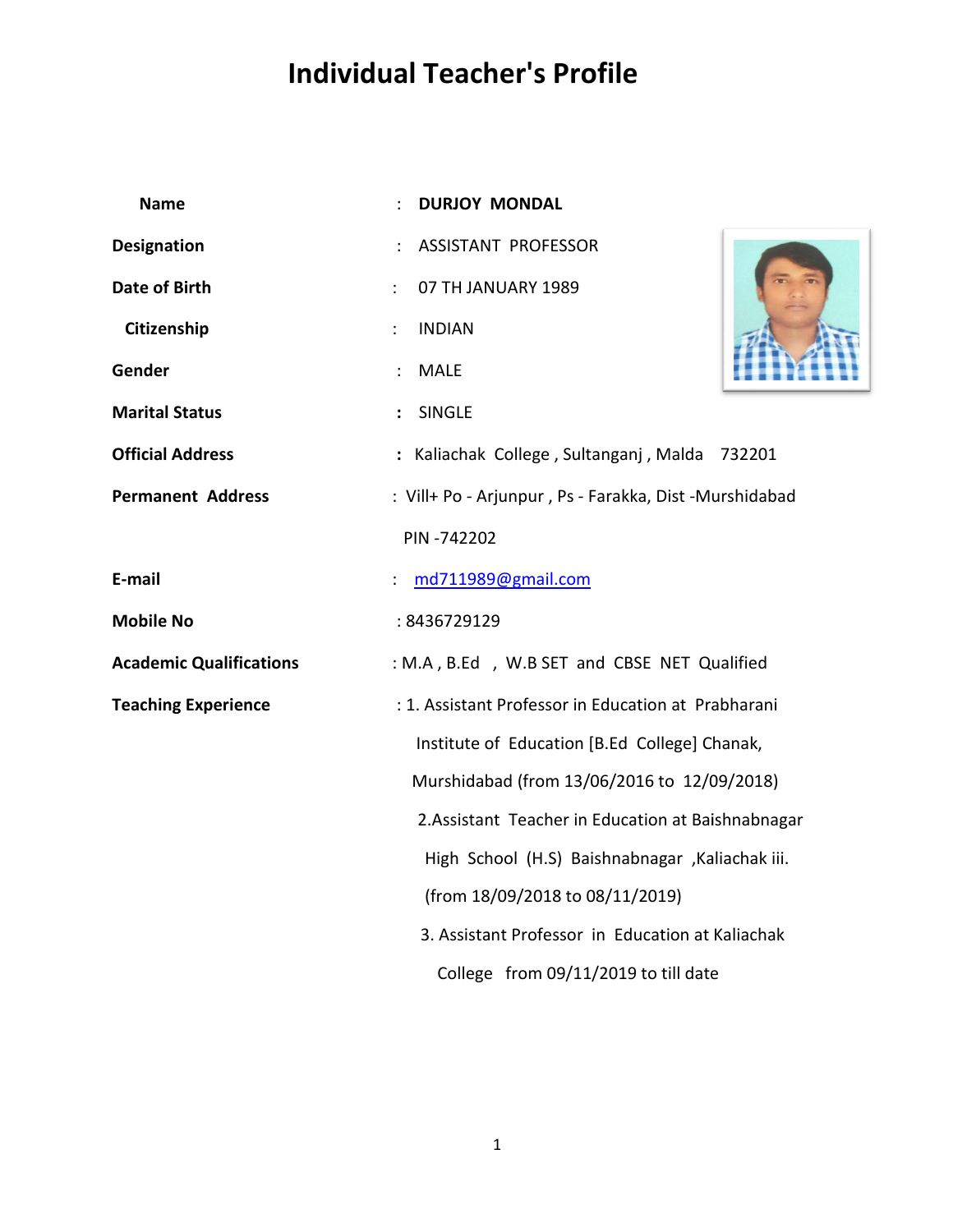# Individual Teacher's Profile

| | | |
|---|---|---|
| **Name** | : | **DURJOY MONDAL** |
| **Designation** | : | ASSISTANT PROFESSOR |
| **Date of Birth** | : | 07 TH JANUARY 1989 |
| **Citizenship** | : | INDIAN |
| **Gender** | : | MALE |
| **Marital Status** | : | SINGLE |
| **Official Address** | : | Kaliachak College , Sultanganj , Malda 732201 |
| **Permanent Address** | : | Vill+ Po - Arjunpur , Ps - Farakka, Dist -Murshidabad PIN -742202 |
| **E-mail** | : | md711989@gmail.com |
| **Mobile No** | : | 8436729129 |
| **Academic Qualifications** | : | M.A , B.Ed , W.B SET and CBSE NET Qualified |
| **Teaching Experience** | : | 1. Assistant Professor in Education at Prabharani Institute of Education [B.Ed College] Chanak, Murshidabad (from 13/06/2016 to 12/09/2018)<br>2.Assistant Teacher in Education at Baishnabnagar High School (H.S) Baishnabnagar ,Kaliachak iii. (from 18/09/2018 to 08/11/2019)<br>3. Assistant Professor in Education at Kaliachak College from 09/11/2019 to till date |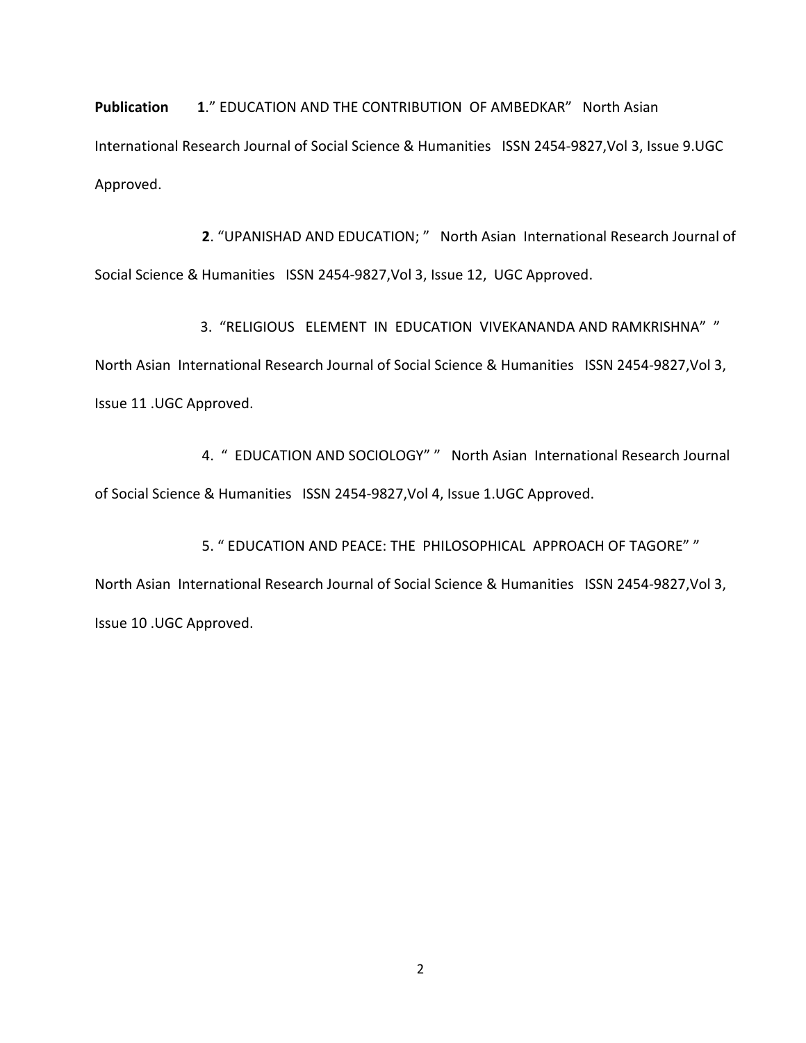**Publication** **1**." EDUCATION AND THE CONTRIBUTION OF AMBEDKAR" North Asian International Research Journal of Social Science & Humanities ISSN 2454-9827,Vol 3, Issue 9.UGC Approved.

**2**. "UPANISHAD AND EDUCATION; " North Asian International Research Journal of Social Science & Humanities ISSN 2454-9827,Vol 3, Issue 12, UGC Approved.

3. "RELIGIOUS ELEMENT IN EDUCATION VIVEKANANDA AND RAMKRISHNA" " North Asian International Research Journal of Social Science & Humanities ISSN 2454-9827,Vol 3, Issue 11 .UGC Approved.

4. " EDUCATION AND SOCIOLOGY" " North Asian International Research Journal of Social Science & Humanities ISSN 2454-9827,Vol 4, Issue 1.UGC Approved.

5. " EDUCATION AND PEACE: THE PHILOSOPHICAL APPROACH OF TAGORE" " North Asian International Research Journal of Social Science & Humanities ISSN 2454-9827,Vol 3, Issue 10 .UGC Approved.